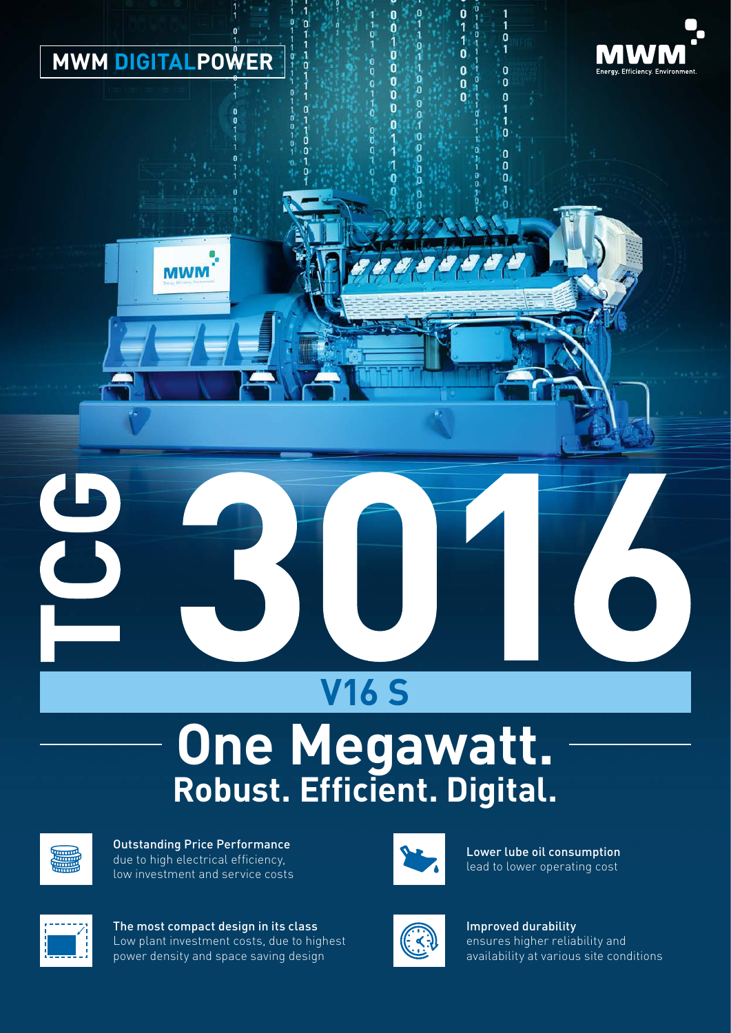MWM DIGITALPOWER

MWM
Energy. Efficiency. Environment.

# TCG 3016

## V16 S

# One Megawatt.
## Robust. Efficient. Digital.

**Outstanding Price Performance**
due to high electrical efficiency, low investment and service costs

**Lower lube oil consumption**
lead to lower operating cost

**The most compact design in its class**
Low plant investment costs, due to highest power density and space saving design

**Improved durability**
ensures higher reliability and availability at various site conditions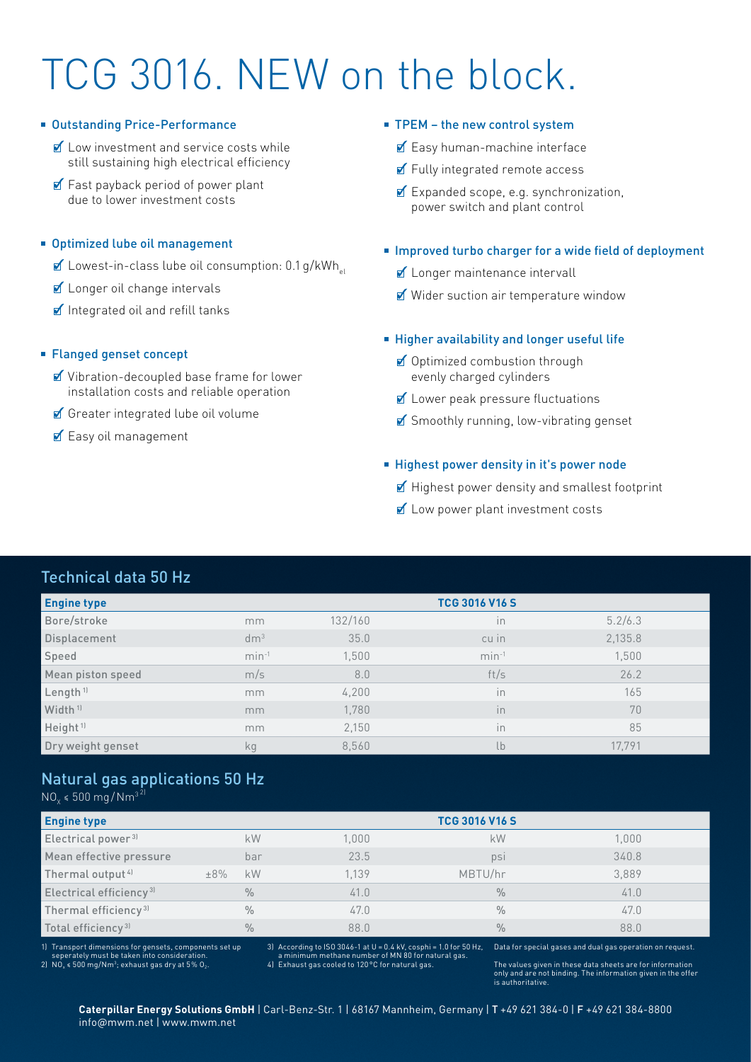# TCG 3016. NEW on the block.

- **Outstanding Price-Performance**
  - ☑ Low investment and service costs while still sustaining high electrical efficiency
  - ☑ Fast payback period of power plant due to lower investment costs

- **Optimized lube oil management**
  - ☑ Lowest-in-class lube oil consumption: 0.1 g/$kWh_{el}$
  - ☑ Longer oil change intervals
  - ☑ Integrated oil and refill tanks

- **Flanged genset concept**
  - ☑ Vibration-decoupled base frame for lower installation costs and reliable operation
  - ☑ Greater integrated lube oil volume
  - ☑ Easy oil management

- **TPEM – the new control system**
  - ☑ Easy human-machine interface
  - ☑ Fully integrated remote access
  - ☑ Expanded scope, e.g. synchronization, power switch and plant control

- **Improved turbo charger for a wide field of deployment**
  - ☑ Longer maintenance intervall
  - ☑ Wider suction air temperature window

- **Higher availability and longer useful life**
  - ☑ Optimized combustion through evenly charged cylinders
  - ☑ Lower peak pressure fluctuations
  - ☑ Smoothly running, low-vibrating genset

- **Highest power density in it's power node**
  - ☑ Highest power density and smallest footprint
  - ☑ Low power plant investment costs

## Technical data 50 Hz

| Engine type | | TCG 3016 V16 S | | |
|---|---|---|---|---|
| Bore/stroke | mm | 132/160 | in | 5.2/6.3 |
| Displacement | $dm^3$ | 35.0 | cu in | 2,135.8 |
| Speed | $min^{-1}$ | 1,500 | $min^{-1}$ | 1,500 |
| Mean piston speed | m/s | 8.0 | ft/s | 26.2 |
| Length [1] | mm | 4,200 | in | 165 |
| Width [1] | mm | 1,780 | in | 70 |
| Height [1] | mm | 2,150 | in | 85 |
| Dry weight genset | kg | 8,560 | lb | 17,791 |

## Natural gas applications 50 Hz

$NO_x \leq 500\ mg/Nm^3$ [2]

| Engine type | | | TCG 3016 V16 S | | |
|---|---|---|---|---|---|
| Electrical power [3] | | kW | 1,000 | kW | 1,000 |
| Mean effective pressure | | bar | 23.5 | psi | 340.8 |
| Thermal output [4] | ±8% | kW | 1,139 | MBTU/hr | 3,889 |
| Electrical efficiency [3] | | % | 41.0 | % | 41.0 |
| Thermal efficiency [3] | | % | 47.0 | % | 47.0 |
| Total efficiency [3] | | % | 88.0 | % | 88.0 |

1) Transport dimensions for gensets, components set up seperately must be taken into consideration.
2) $NO_x \leq 500\ mg/Nm^3$; exhaust gas dry at 5% $O_2$.
3) According to ISO 3046-1 at U = 0.4 kV, cosphi = 1.0 for 50 Hz, a minimum methane number of MN 80 for natural gas.
4) Exhaust gas cooled to 120°C for natural gas.

Data for special gases and dual gas operation on request.

The values given in these data sheets are for information only and are not binding. The information given in the offer is authoritative.

**Caterpillar Energy Solutions GmbH** | Carl-Benz-Str. 1 | 68167 Mannheim, Germany | **T** +49 621 384-0 | **F** +49 621 384-8800
info@mwm.net | www.mwm.net